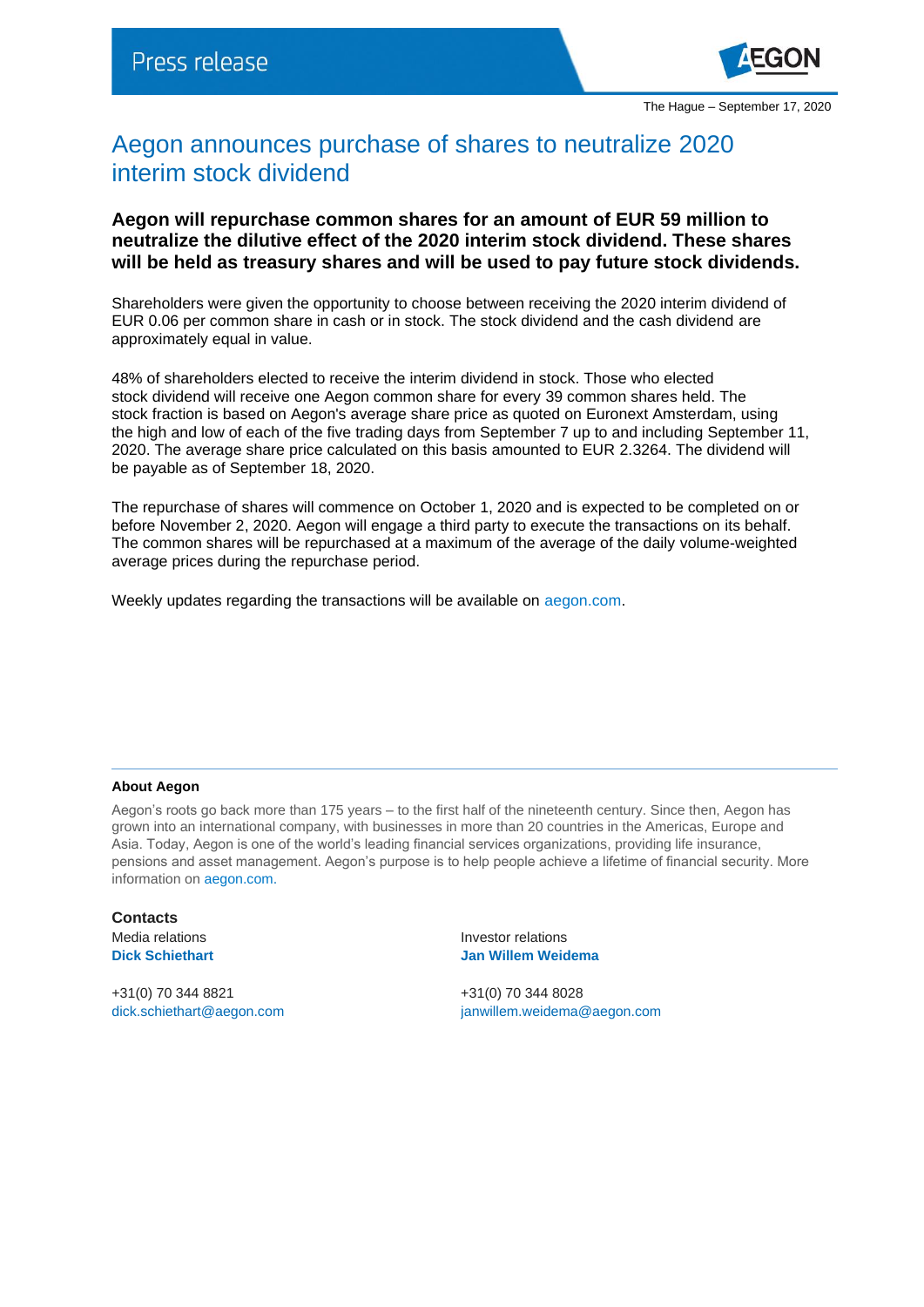Press release

The Hague – September 17, 2020

# Aegon announces purchase of shares to neutralize 2020 interim stock dividend

**Aegon will repurchase common shares for an amount of EUR 59 million to neutralize the dilutive effect of the 2020 interim stock dividend. These shares will be held as treasury shares and will be used to pay future stock dividends.**

Shareholders were given the opportunity to choose between receiving the 2020 interim dividend of EUR 0.06 per common share in cash or in stock. The stock dividend and the cash dividend are approximately equal in value.

48% of shareholders elected to receive the interim dividend in stock. Those who elected stock dividend will receive one Aegon common share for every 39 common shares held. The stock fraction is based on Aegon's average share price as quoted on Euronext Amsterdam, using the high and low of each of the five trading days from September 7 up to and including September 11, 2020. The average share price calculated on this basis amounted to EUR 2.3264. The dividend will be payable as of September 18, 2020.

The repurchase of shares will commence on October 1, 2020 and is expected to be completed on or before November 2, 2020. Aegon will engage a third party to execute the transactions on its behalf. The common shares will be repurchased at a maximum of the average of the daily volume-weighted average prices during the repurchase period.

Weekly updates regarding the transactions will be available on aegon.com.

**About Aegon**

Aegon's roots go back more than 175 years – to the first half of the nineteenth century. Since then, Aegon has grown into an international company, with businesses in more than 20 countries in the Americas, Europe and Asia. Today, Aegon is one of the world's leading financial services organizations, providing life insurance, pensions and asset management. Aegon's purpose is to help people achieve a lifetime of financial security. More information on aegon.com.

**Contacts**

Media relations
**Dick Schiethart**

+31(0) 70 344 8821
dick.schiethart@aegon.com

Investor relations
**Jan Willem Weidema**

+31(0) 70 344 8028
janwillem.weidema@aegon.com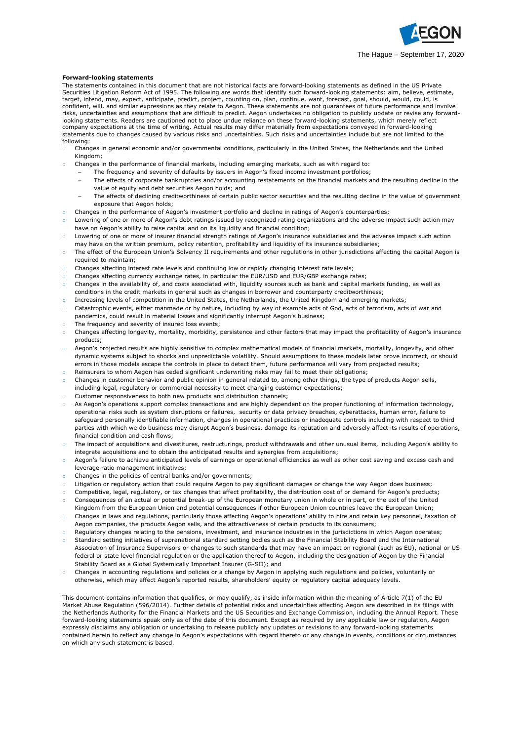The Hague – September 17, 2020

**Forward-looking statements**

The statements contained in this document that are not historical facts are forward-looking statements as defined in the US Private Securities Litigation Reform Act of 1995. The following are words that identify such forward-looking statements: aim, believe, estimate, target, intend, may, expect, anticipate, predict, project, counting on, plan, continue, want, forecast, goal, should, would, could, is confident, will, and similar expressions as they relate to Aegon. These statements are not guarantees of future performance and involve risks, uncertainties and assumptions that are difficult to predict. Aegon undertakes no obligation to publicly update or revise any forward-looking statements. Readers are cautioned not to place undue reliance on these forward-looking statements, which merely reflect company expectations at the time of writing. Actual results may differ materially from expectations conveyed in forward-looking statements due to changes caused by various risks and uncertainties. Such risks and uncertainties include but are not limited to the following:

- Changes in general economic and/or governmental conditions, particularly in the United States, the Netherlands and the United Kingdom;
- Changes in the performance of financial markets, including emerging markets, such as with regard to:
  - The frequency and severity of defaults by issuers in Aegon's fixed income investment portfolios;
  - The effects of corporate bankruptcies and/or accounting restatements on the financial markets and the resulting decline in the value of equity and debt securities Aegon holds; and
  - The effects of declining creditworthiness of certain public sector securities and the resulting decline in the value of government exposure that Aegon holds;
- Changes in the performance of Aegon's investment portfolio and decline in ratings of Aegon's counterparties;
- Lowering of one or more of Aegon's debt ratings issued by recognized rating organizations and the adverse impact such action may have on Aegon's ability to raise capital and on its liquidity and financial condition;
- Lowering of one or more of insurer financial strength ratings of Aegon's insurance subsidiaries and the adverse impact such action may have on the written premium, policy retention, profitability and liquidity of its insurance subsidiaries;
- The effect of the European Union's Solvency II requirements and other regulations in other jurisdictions affecting the capital Aegon is required to maintain;
- Changes affecting interest rate levels and continuing low or rapidly changing interest rate levels;
- Changes affecting currency exchange rates, in particular the EUR/USD and EUR/GBP exchange rates;
- Changes in the availability of, and costs associated with, liquidity sources such as bank and capital markets funding, as well as conditions in the credit markets in general such as changes in borrower and counterparty creditworthiness;
- Increasing levels of competition in the United States, the Netherlands, the United Kingdom and emerging markets;
- Catastrophic events, either manmade or by nature, including by way of example acts of God, acts of terrorism, acts of war and pandemics, could result in material losses and significantly interrupt Aegon's business;
- The frequency and severity of insured loss events;
- Changes affecting longevity, mortality, morbidity, persistence and other factors that may impact the profitability of Aegon's insurance products;
- Aegon's projected results are highly sensitive to complex mathematical models of financial markets, mortality, longevity, and other dynamic systems subject to shocks and unpredictable volatility. Should assumptions to these models later prove incorrect, or should errors in those models escape the controls in place to detect them, future performance will vary from projected results;
- Reinsurers to whom Aegon has ceded significant underwriting risks may fail to meet their obligations;
- Changes in customer behavior and public opinion in general related to, among other things, the type of products Aegon sells, including legal, regulatory or commercial necessity to meet changing customer expectations;
- Customer responsiveness to both new products and distribution channels;
- As Aegon's operations support complex transactions and are highly dependent on the proper functioning of information technology, operational risks such as system disruptions or failures, security or data privacy breaches, cyberattacks, human error, failure to safeguard personally identifiable information, changes in operational practices or inadequate controls including with respect to third parties with which we do business may disrupt Aegon's business, damage its reputation and adversely affect its results of operations, financial condition and cash flows;
- The impact of acquisitions and divestitures, restructurings, product withdrawals and other unusual items, including Aegon's ability to integrate acquisitions and to obtain the anticipated results and synergies from acquisitions;
- Aegon's failure to achieve anticipated levels of earnings or operational efficiencies as well as other cost saving and excess cash and leverage ratio management initiatives;
- Changes in the policies of central banks and/or governments;
- Litigation or regulatory action that could require Aegon to pay significant damages or change the way Aegon does business;
- Competitive, legal, regulatory, or tax changes that affect profitability, the distribution cost of or demand for Aegon's products;
- Consequences of an actual or potential break-up of the European monetary union in whole or in part, or the exit of the United Kingdom from the European Union and potential consequences if other European Union countries leave the European Union;
- Changes in laws and regulations, particularly those affecting Aegon's operations' ability to hire and retain key personnel, taxation of Aegon companies, the products Aegon sells, and the attractiveness of certain products to its consumers;
- Regulatory changes relating to the pensions, investment, and insurance industries in the jurisdictions in which Aegon operates;
- Standard setting initiatives of supranational standard setting bodies such as the Financial Stability Board and the International Association of Insurance Supervisors or changes to such standards that may have an impact on regional (such as EU), national or US federal or state level financial regulation or the application thereof to Aegon, including the designation of Aegon by the Financial Stability Board as a Global Systemically Important Insurer (G-SII); and
- Changes in accounting regulations and policies or a change by Aegon in applying such regulations and policies, voluntarily or otherwise, which may affect Aegon's reported results, shareholders' equity or regulatory capital adequacy levels.

This document contains information that qualifies, or may qualify, as inside information within the meaning of Article 7(1) of the EU Market Abuse Regulation (596/2014). Further details of potential risks and uncertainties affecting Aegon are described in its filings with the Netherlands Authority for the Financial Markets and the US Securities and Exchange Commission, including the Annual Report. These forward-looking statements speak only as of the date of this document. Except as required by any applicable law or regulation, Aegon expressly disclaims any obligation or undertaking to release publicly any updates or revisions to any forward-looking statements contained herein to reflect any change in Aegon's expectations with regard thereto or any change in events, conditions or circumstances on which any such statement is based.